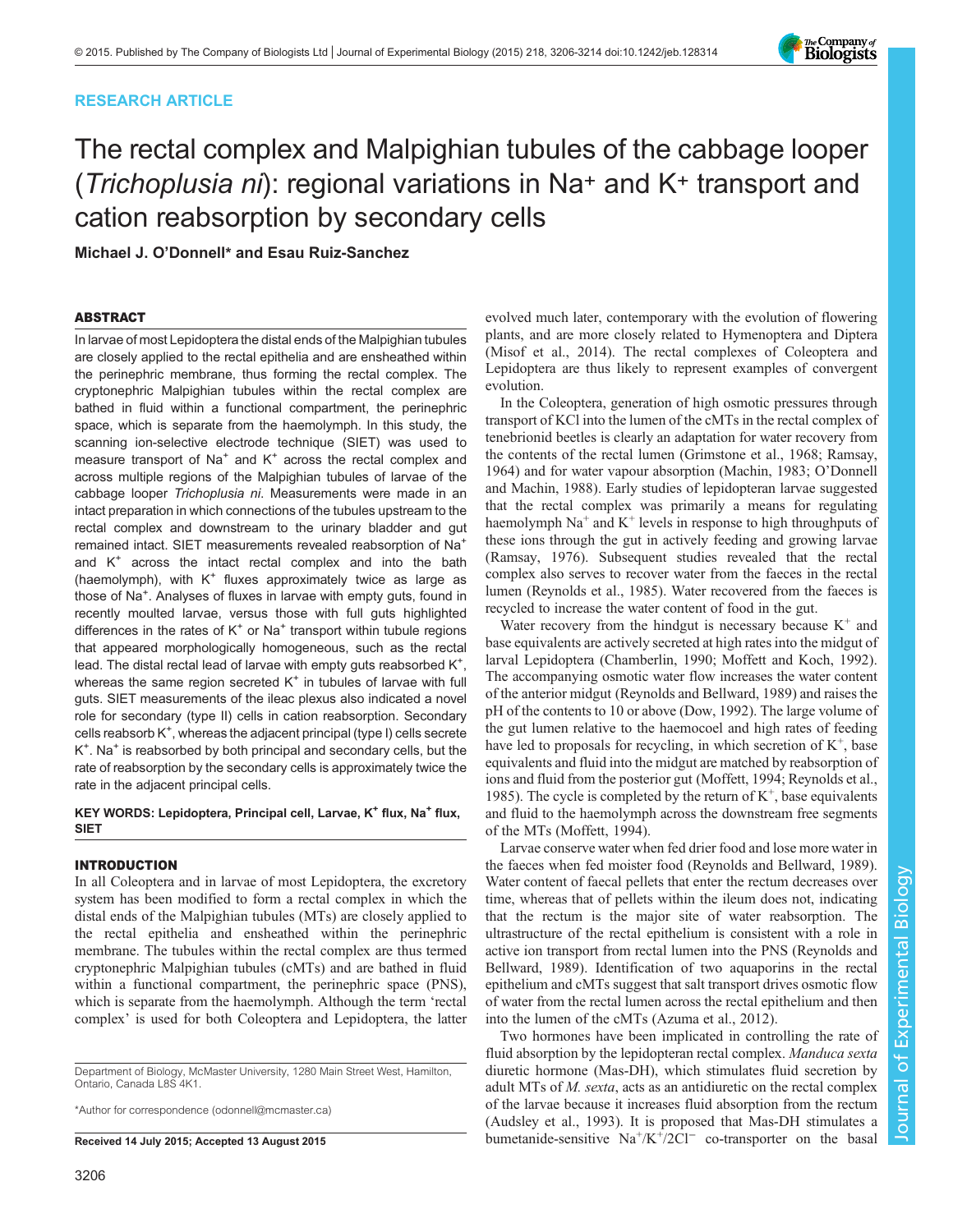RESEARCH ARTICLE

# The rectal complex and Malpighian tubules of the cabbage looper (*Trichoplusia ni*): regional variations in $Na^+$ and $K^+$ transport and cation reabsorption by secondary cells

**Michael J. O'Donnell* and Esau Ruiz-Sanchez**

## ABSTRACT

In larvae of most Lepidoptera the distal ends of the Malpighian tubules are closely applied to the rectal epithelia and are ensheathed within the perinephric membrane, thus forming the rectal complex. The cryptonephric Malpighian tubules within the rectal complex are bathed in fluid within a functional compartment, the perinephric space, which is separate from the haemolymph. In this study, the scanning ion-selective electrode technique (SIET) was used to measure transport of $Na^+$ and $K^+$ across the rectal complex and across multiple regions of the Malpighian tubules of larvae of the cabbage looper *Trichoplusia ni*. Measurements were made in an intact preparation in which connections of the tubules upstream to the rectal complex and downstream to the urinary bladder and gut remained intact. SIET measurements revealed reabsorption of $Na^+$ and $K^+$ across the intact rectal complex and into the bath (haemolymph), with $K^+$ fluxes approximately twice as large as those of $Na^+$. Analyses of fluxes in larvae with empty guts, found in recently moulted larvae, versus those with full guts highlighted differences in the rates of $K^+$ or $Na^+$ transport within tubule regions that appeared morphologically homogeneous, such as the rectal lead. The distal rectal lead of larvae with empty guts reabsorbed $K^+$, whereas the same region secreted $K^+$ in tubules of larvae with full guts. SIET measurements of the ileac plexus also indicated a novel role for secondary (type II) cells in cation reabsorption. Secondary cells reabsorb $K^+$, whereas the adjacent principal (type I) cells secrete $K^+$. $Na^+$ is reabsorbed by both principal and secondary cells, but the rate of reabsorption by the secondary cells is approximately twice the rate in the adjacent principal cells.

**KEY WORDS: Lepidoptera, Principal cell, Larvae, $K^+$ flux, $Na^+$ flux, SIET**

## INTRODUCTION

In all Coleoptera and in larvae of most Lepidoptera, the excretory system has been modified to form a rectal complex in which the distal ends of the Malpighian tubules (MTs) are closely applied to the rectal epithelia and ensheathed within the perinephric membrane. The tubules within the rectal complex are thus termed cryptonephric Malpighian tubules (cMTs) and are bathed in fluid within a functional compartment, the perinephric space (PNS), which is separate from the haemolymph. Although the term 'rectal complex' is used for both Coleoptera and Lepidoptera, the latter evolved much later, contemporary with the evolution of flowering plants, and are more closely related to Hymenoptera and Diptera (Misof et al., 2014). The rectal complexes of Coleoptera and Lepidoptera are thus likely to represent examples of convergent evolution.

In the Coleoptera, generation of high osmotic pressures through transport of KCl into the lumen of the cMTs in the rectal complex of tenebrionid beetles is clearly an adaptation for water recovery from the contents of the rectal lumen (Grimstone et al., 1968; Ramsay, 1964) and for water vapour absorption (Machin, 1983; O'Donnell and Machin, 1988). Early studies of lepidopteran larvae suggested that the rectal complex was primarily a means for regulating haemolymph $Na^+$ and $K^+$ levels in response to high throughputs of these ions through the gut in actively feeding and growing larvae (Ramsay, 1976). Subsequent studies revealed that the rectal complex also serves to recover water from the faeces in the rectal lumen (Reynolds et al., 1985). Water recovered from the faeces is recycled to increase the water content of food in the gut.

Water recovery from the hindgut is necessary because $K^+$ and base equivalents are actively secreted at high rates into the midgut of larval Lepidoptera (Chamberlin, 1990; Moffett and Koch, 1992). The accompanying osmotic water flow increases the water content of the anterior midgut (Reynolds and Bellward, 1989) and raises the pH of the contents to 10 or above (Dow, 1992). The large volume of the gut lumen relative to the haemocoel and high rates of feeding have led to proposals for recycling, in which secretion of $K^+$, base equivalents and fluid into the midgut are matched by reabsorption of ions and fluid from the posterior gut (Moffett, 1994; Reynolds et al., 1985). The cycle is completed by the return of $K^+$, base equivalents and fluid to the haemolymph across the downstream free segments of the MTs (Moffett, 1994).

Larvae conserve water when fed drier food and lose more water in the faeces when fed moister food (Reynolds and Bellward, 1989). Water content of faecal pellets that enter the rectum decreases over time, whereas that of pellets within the ileum does not, indicating that the rectum is the major site of water reabsorption. The ultrastructure of the rectal epithelium is consistent with a role in active ion transport from rectal lumen into the PNS (Reynolds and Bellward, 1989). Identification of two aquaporins in the rectal epithelium and cMTs suggest that salt transport drives osmotic flow of water from the rectal lumen across the rectal epithelium and then into the lumen of the cMTs (Azuma et al., 2012).

Two hormones have been implicated in controlling the rate of fluid absorption by the lepidopteran rectal complex. *Manduca sexta* diuretic hormone (Mas-DH), which stimulates fluid secretion by adult MTs of *M. sexta*, acts as an antidiuretic on the rectal complex of the larvae because it increases fluid absorption from the rectum (Audsley et al., 1993). It is proposed that Mas-DH stimulates a bumetanide-sensitive $Na^+/K^+/2Cl^-$ co-transporter on the basal

Department of Biology, McMaster University, 1280 Main Street West, Hamilton, Ontario, Canada L8S 4K1.

*Author for correspondence (odonnell@mcmaster.ca)

**Received 14 July 2015; Accepted 13 August 2015**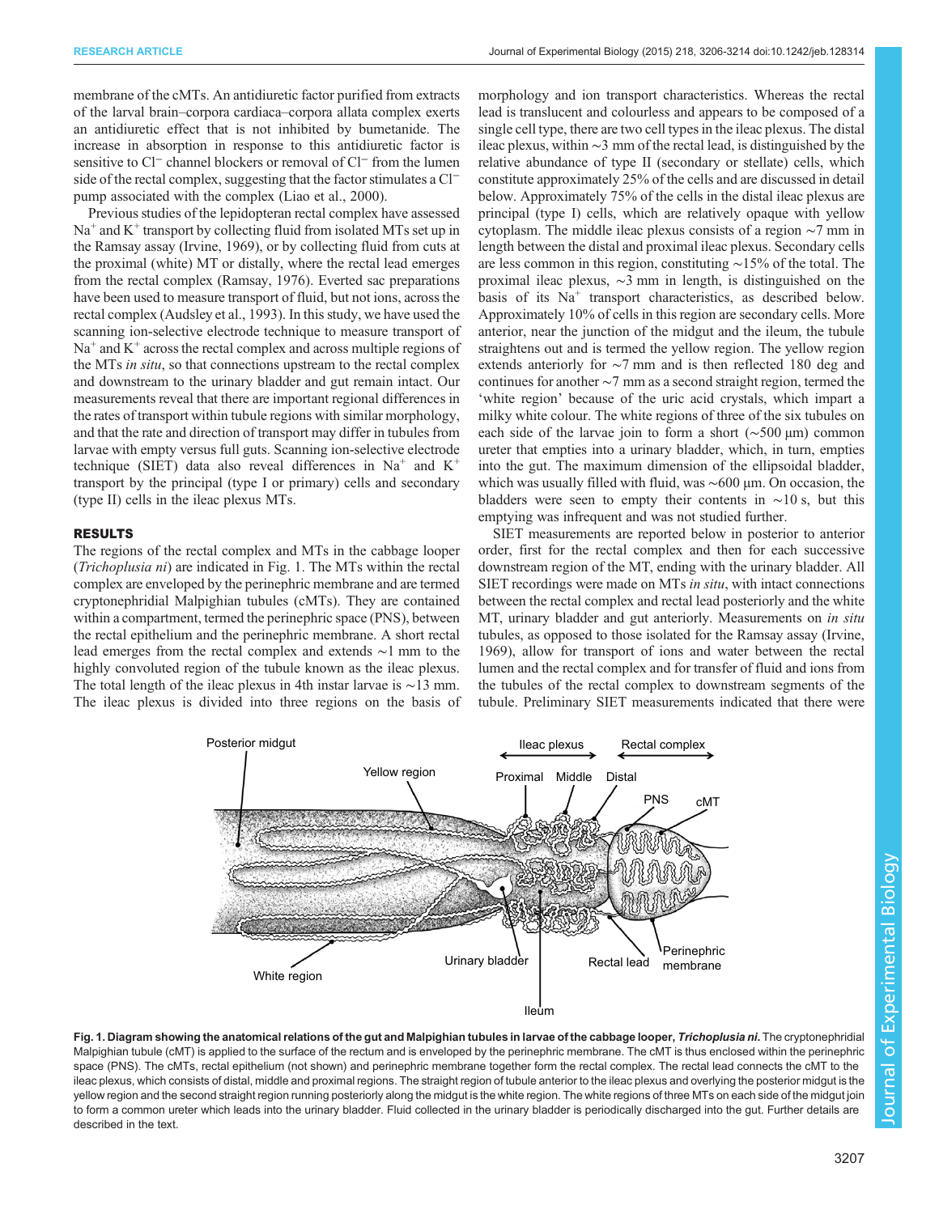membrane of the cMTs. An antidiuretic factor purified from extracts of the larval brain–corpora cardiaca–corpora allata complex exerts an antidiuretic effect that is not inhibited by bumetanide. The increase in absorption in response to this antidiuretic factor is sensitive to $Cl^-$ channel blockers or removal of $Cl^-$ from the lumen side of the rectal complex, suggesting that the factor stimulates a $Cl^-$ pump associated with the complex (Liao et al., 2000).

Previous studies of the lepidopteran rectal complex have assessed $Na^+$ and $K^+$ transport by collecting fluid from isolated MTs set up in the Ramsay assay (Irvine, 1969), or by collecting fluid from cuts at the proximal (white) MT or distally, where the rectal lead emerges from the rectal complex (Ramsay, 1976). Everted sac preparations have been used to measure transport of fluid, but not ions, across the rectal complex (Audsley et al., 1993). In this study, we have used the scanning ion-selective electrode technique to measure transport of $Na^+$ and $K^+$ across the rectal complex and across multiple regions of the MTs *in situ*, so that connections upstream to the rectal complex and downstream to the urinary bladder and gut remain intact. Our measurements reveal that there are important regional differences in the rates of transport within tubule regions with similar morphology, and that the rate and direction of transport may differ in tubules from larvae with empty versus full guts. Scanning ion-selective electrode technique (SIET) data also reveal differences in $Na^+$ and $K^+$ transport by the principal (type I or primary) cells and secondary (type II) cells in the ileac plexus MTs.

## RESULTS

The regions of the rectal complex and MTs in the cabbage looper (*Trichoplusia ni*) are indicated in Fig. 1. The MTs within the rectal complex are enveloped by the perinephric membrane and are termed cryptonephridial Malpighian tubules (cMTs). They are contained within a compartment, termed the perinephric space (PNS), between the rectal epithelium and the perinephric membrane. A short rectal lead emerges from the rectal complex and extends ~1 mm to the highly convoluted region of the tubule known as the ileac plexus. The total length of the ileac plexus in 4th instar larvae is ~13 mm. The ileac plexus is divided into three regions on the basis of morphology and ion transport characteristics. Whereas the rectal lead is translucent and colourless and appears to be composed of a single cell type, there are two cell types in the ileac plexus. The distal ileac plexus, within ~3 mm of the rectal lead, is distinguished by the relative abundance of type II (secondary or stellate) cells, which constitute approximately 25% of the cells and are discussed in detail below. Approximately 75% of the cells in the distal ileac plexus are principal (type I) cells, which are relatively opaque with yellow cytoplasm. The middle ileac plexus consists of a region ~7 mm in length between the distal and proximal ileac plexus. Secondary cells are less common in this region, constituting ~15% of the total. The proximal ileac plexus, ~3 mm in length, is distinguished on the basis of its $Na^+$ transport characteristics, as described below. Approximately 10% of cells in this region are secondary cells. More anterior, near the junction of the midgut and the ileum, the tubule straightens out and is termed the yellow region. The yellow region extends anteriorly for ~7 mm and is then reflected 180 deg and continues for another ~7 mm as a second straight region, termed the 'white region' because of the uric acid crystals, which impart a milky white colour. The white regions of three of the six tubules on each side of the larvae join to form a short (~500 µm) common ureter that empties into a urinary bladder, which, in turn, empties into the gut. The maximum dimension of the ellipsoidal bladder, which was usually filled with fluid, was ~600 µm. On occasion, the bladders were seen to empty their contents in ~10 s, but this emptying was infrequent and was not studied further.

SIET measurements are reported below in posterior to anterior order, first for the rectal complex and then for each successive downstream region of the MT, ending with the urinary bladder. All SIET recordings were made on MTs *in situ*, with intact connections between the rectal complex and rectal lead posteriorly and the white MT, urinary bladder and gut anteriorly. Measurements on *in situ* tubules, as opposed to those isolated for the Ramsay assay (Irvine, 1969), allow for transport of ions and water between the rectal lumen and the rectal complex and for transfer of fluid and ions from the tubules of the rectal complex to downstream segments of the tubule. Preliminary SIET measurements indicated that there were

**Fig. 1. Diagram showing the anatomical relations of the gut and Malpighian tubules in larvae of the cabbage looper, *Trichoplusia ni*.** The cryptonephridial Malpighian tubule (cMT) is applied to the surface of the rectum and is enveloped by the perinephric membrane. The cMT is thus enclosed within the perinephric space (PNS). The cMTs, rectal epithelium (not shown) and perinephric membrane together form the rectal complex. The rectal lead connects the cMT to the ileac plexus, which consists of distal, middle and proximal regions. The straight region of tubule anterior to the ileac plexus and overlying the posterior midgut is the yellow region and the second straight region running posteriorly along the midgut is the white region. The white regions of three MTs on each side of the midgut join to form a common ureter which leads into the urinary bladder. Fluid collected in the urinary bladder is periodically discharged into the gut. Further details are described in the text.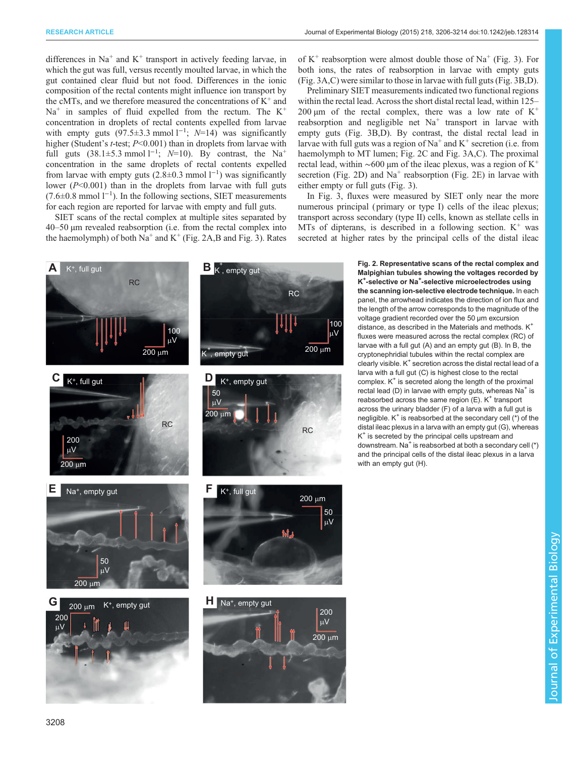differences in $Na^+$ and $K^+$ transport in actively feeding larvae, in which the gut was full, versus recently moulted larvae, in which the gut contained clear fluid but not food. Differences in the ionic composition of the rectal contents might influence ion transport by the cMTs, and we therefore measured the concentrations of $K^+$ and $Na^+$ in samples of fluid expelled from the rectum. The $K^+$ concentration in droplets of rectal contents expelled from larvae with empty guts (97.5±3.3 mmol $l^{-1}$; $N$=14) was significantly higher (Student's $t$-test; $P$<0.001) than in droplets from larvae with full guts (38.1±5.3 mmol $l^{-1}$; $N$=10). By contrast, the $Na^+$ concentration in the same droplets of rectal contents expelled from larvae with empty guts (2.8±0.3 mmol $l^{-1}$) was significantly lower ($P$<0.001) than in the droplets from larvae with full guts (7.6±0.8 mmol $l^{-1}$). In the following sections, SIET measurements for each region are reported for larvae with empty and full guts.

SIET scans of the rectal complex at multiple sites separated by 40–50 µm revealed reabsorption (i.e. from the rectal complex into the haemolymph) of both $Na^+$ and $K^+$ (Fig. 2A,B and Fig. 3). Rates of $K^+$ reabsorption were almost double those of $Na^+$ (Fig. 3). For both ions, the rates of reabsorption in larvae with empty guts (Fig. 3A,C) were similar to those in larvae with full guts (Fig. 3B,D).

Preliminary SIET measurements indicated two functional regions within the rectal lead. Across the short distal rectal lead, within 125–200 µm of the rectal complex, there was a low rate of $K^+$ reabsorption and negligible net $Na^+$ transport in larvae with empty guts (Fig. 3B,D). By contrast, the distal rectal lead in larvae with full guts was a region of $Na^+$ and $K^+$ secretion (i.e. from haemolymph to MT lumen; Fig. 2C and Fig. 3A,C). The proximal rectal lead, within ~600 µm of the ileac plexus, was a region of $K^+$ secretion (Fig. 2D) and $Na^+$ reabsorption (Fig. 2E) in larvae with either empty or full guts (Fig. 3).

In Fig. 3, fluxes were measured by SIET only near the more numerous principal (primary or type I) cells of the ileac plexus; transport across secondary (type II) cells, known as stellate cells in MTs of dipterans, is described in a following section. $K^+$ was secreted at higher rates by the principal cells of the distal ileac

**Fig. 2. Representative scans of the rectal complex and Malpighian tubules showing the voltages recorded by $K^+$-selective or $Na^+$-selective microelectrodes using the scanning ion-selective electrode technique.** In each panel, the arrowhead indicates the direction of ion flux and the length of the arrow corresponds to the magnitude of the voltage gradient recorded over the 50 µm excursion distance, as described in the Materials and methods. $K^+$ fluxes were measured across the rectal complex (RC) of larvae with a full gut (A) and an empty gut (B). In B, the cryptonephridial tubules within the rectal complex are clearly visible. $K^+$ secretion across the distal rectal lead of a larva with a full gut (C) is highest close to the rectal complex. $K^+$ is secreted along the length of the proximal rectal lead (D) in larvae with empty guts, whereas $Na^+$ is reabsorbed across the same region (E). $K^+$ transport across the urinary bladder (F) of a larva with a full gut is negligible. $K^+$ is reabsorbed at the secondary cell (*) of the distal ileac plexus in a larva with an empty gut (G), whereas $K^+$ is secreted by the principal cells upstream and downstream. $Na^+$ is reabsorbed at both a secondary cell (*) and the principal cells of the distal ileac plexus in a larva with an empty gut (H).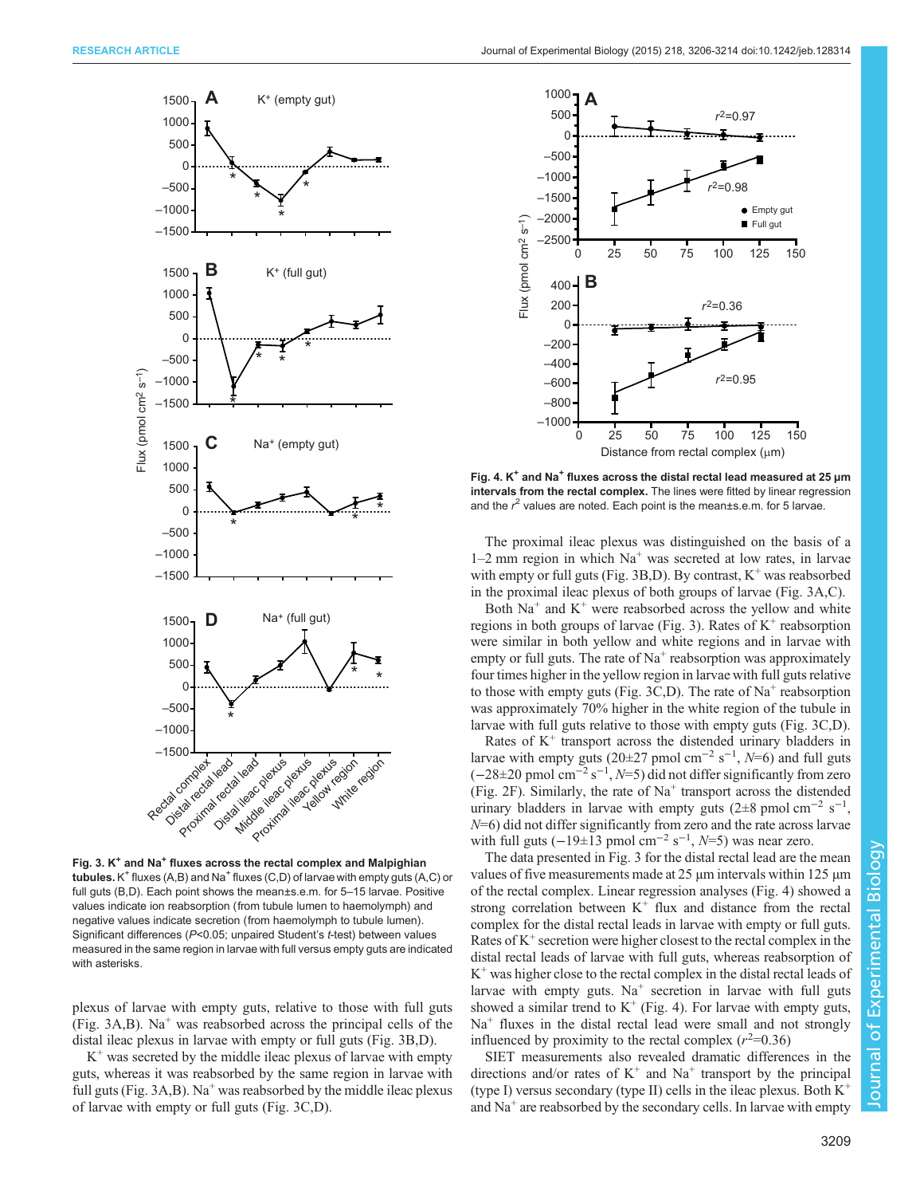**Fig. 3. K$^+$ and Na$^+$ fluxes across the rectal complex and Malpighian tubules.** K$^+$ fluxes (A,B) and Na$^+$ fluxes (C,D) of larvae with empty guts (A,C) or full guts (B,D). Each point shows the mean±s.e.m. for 5–15 larvae. Positive values indicate ion reabsorption (from tubule lumen to haemolymph) and negative values indicate secretion (from haemolymph to tubule lumen). Significant differences ($P$<0.05; unpaired Student's $t$-test) between values measured in the same region in larvae with full versus empty guts are indicated with asterisks.

plexus of larvae with empty guts, relative to those with full guts (Fig. 3A,B). Na$^+$ was reabsorbed across the principal cells of the distal ileac plexus in larvae with empty or full guts (Fig. 3B,D).

K$^+$ was secreted by the middle ileac plexus of larvae with empty guts, whereas it was reabsorbed by the same region in larvae with full guts (Fig. 3A,B). Na$^+$ was reabsorbed by the middle ileac plexus of larvae with empty or full guts (Fig. 3C,D).

**Fig. 4. K$^+$ and Na$^+$ fluxes across the distal rectal lead measured at 25 μm intervals from the rectal complex.** The lines were fitted by linear regression and the $r^2$ values are noted. Each point is the mean±s.e.m. for 5 larvae.

The proximal ileac plexus was distinguished on the basis of a 1–2 mm region in which Na$^+$ was secreted at low rates, in larvae with empty or full guts (Fig. 3B,D). By contrast, K$^+$ was reabsorbed in the proximal ileac plexus of both groups of larvae (Fig. 3A,C).

Both Na$^+$ and K$^+$ were reabsorbed across the yellow and white regions in both groups of larvae (Fig. 3). Rates of K$^+$ reabsorption were similar in both yellow and white regions and in larvae with empty or full guts. The rate of Na$^+$ reabsorption was approximately four times higher in the yellow region in larvae with full guts relative to those with empty guts (Fig. 3C,D). The rate of Na$^+$ reabsorption was approximately 70% higher in the white region of the tubule in larvae with full guts relative to those with empty guts (Fig. 3C,D).

Rates of K$^+$ transport across the distended urinary bladders in larvae with empty guts (20±27 pmol cm$^{-2}$ s$^{-1}$, $N$=6) and full guts (−28±20 pmol cm$^{-2}$ s$^{-1}$, $N$=5) did not differ significantly from zero (Fig. 2F). Similarly, the rate of Na$^+$ transport across the distended urinary bladders in larvae with empty guts (2±8 pmol cm$^{-2}$ s$^{-1}$, $N$=6) did not differ significantly from zero and the rate across larvae with full guts (−19±13 pmol cm$^{-2}$ s$^{-1}$, $N$=5) was near zero.

The data presented in Fig. 3 for the distal rectal lead are the mean values of five measurements made at 25 μm intervals within 125 μm of the rectal complex. Linear regression analyses (Fig. 4) showed a strong correlation between K$^+$ flux and distance from the rectal complex for the distal rectal leads in larvae with empty or full guts. Rates of K$^+$ secretion were higher closest to the rectal complex in the distal rectal leads of larvae with full guts, whereas reabsorption of K$^+$ was higher close to the rectal complex in the distal rectal leads of larvae with empty guts. Na$^+$ secretion in larvae with full guts showed a similar trend to K$^+$ (Fig. 4). For larvae with empty guts, Na$^+$ fluxes in the distal rectal lead were small and not strongly influenced by proximity to the rectal complex ($r^2$=0.36)

SIET measurements also revealed dramatic differences in the directions and/or rates of K$^+$ and Na$^+$ transport by the principal (type I) versus secondary (type II) cells in the ileac plexus. Both K$^+$ and Na$^+$ are reabsorbed by the secondary cells. In larvae with empty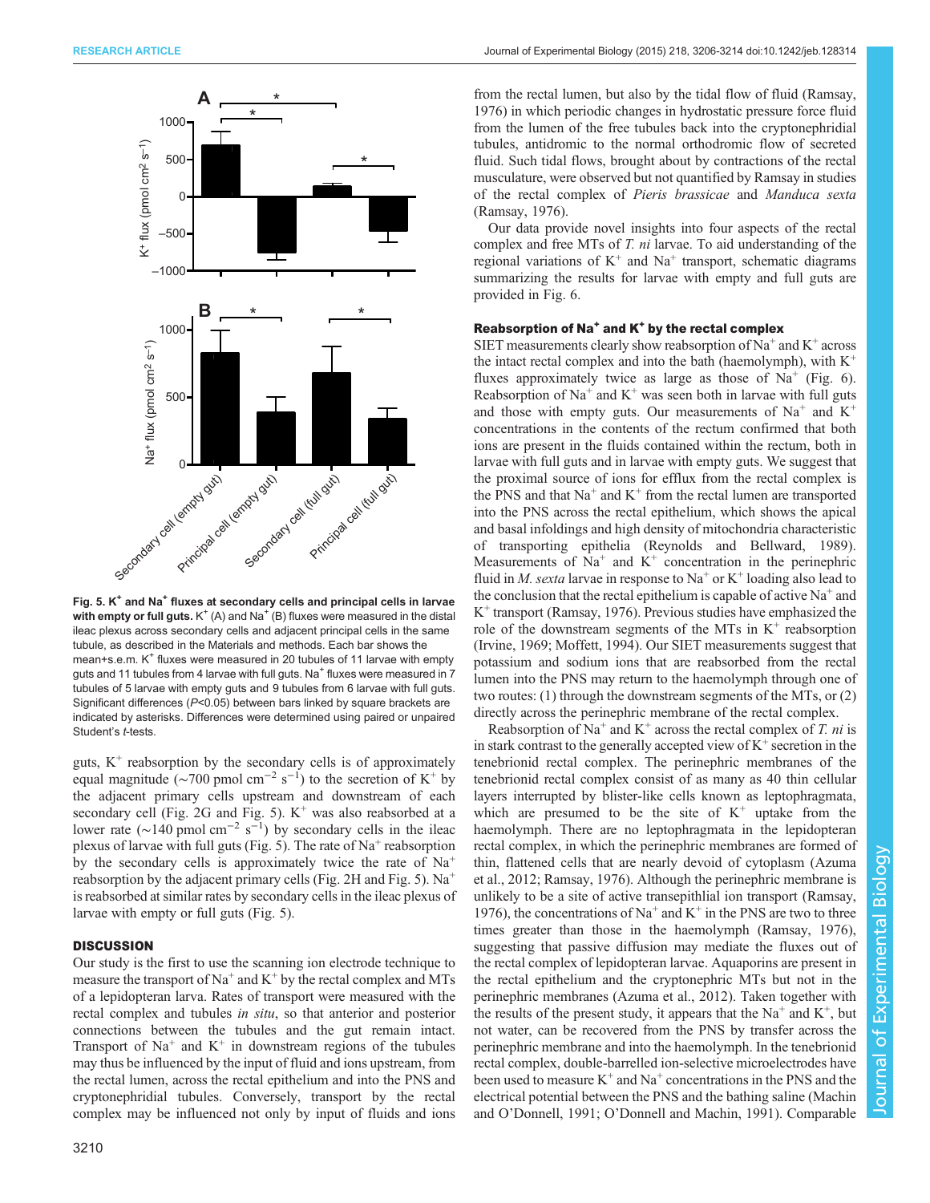Fig. 5. $K^+$ and $Na^+$ fluxes at secondary cells and principal cells in larvae with empty or full guts. $K^+$ (A) and $Na^+$ (B) fluxes were measured in the distal ileac plexus across secondary cells and adjacent principal cells in the same tubule, as described in the Materials and methods. Each bar shows the mean+s.e.m. $K^+$ fluxes were measured in 20 tubules of 11 larvae with empty guts and 11 tubules from 4 larvae with full guts. $Na^+$ fluxes were measured in 7 tubules of 5 larvae with empty guts and 9 tubules from 6 larvae with full guts. Significant differences ($P$<0.05) between bars linked by square brackets are indicated by asterisks. Differences were determined using paired or unpaired Student's $t$-tests.

guts, $K^+$ reabsorption by the secondary cells is of approximately equal magnitude (~700 pmol $cm^{-2}$ $s^{-1}$) to the secretion of $K^+$ by the adjacent primary cells upstream and downstream of each secondary cell (Fig. 2G and Fig. 5). $K^+$ was also reabsorbed at a lower rate (~140 pmol $cm^{-2}$ $s^{-1}$) by secondary cells in the ileac plexus of larvae with full guts (Fig. 5). The rate of $Na^+$ reabsorption by the secondary cells is approximately twice the rate of $Na^+$ reabsorption by the adjacent primary cells (Fig. 2H and Fig. 5). $Na^+$ is reabsorbed at similar rates by secondary cells in the ileac plexus of larvae with empty or full guts (Fig. 5).

## DISCUSSION

Our study is the first to use the scanning ion electrode technique to measure the transport of $Na^+$ and $K^+$ by the rectal complex and MTs of a lepidopteran larva. Rates of transport were measured with the rectal complex and tubules *in situ*, so that anterior and posterior connections between the tubules and the gut remain intact. Transport of $Na^+$ and $K^+$ in downstream regions of the tubules may thus be influenced by the input of fluid and ions upstream, from the rectal lumen, across the rectal epithelium and into the PNS and cryptonephridial tubules. Conversely, transport by the rectal complex may be influenced not only by input of fluids and ions from the rectal lumen, but also by the tidal flow of fluid (Ramsay, 1976) in which periodic changes in hydrostatic pressure force fluid from the lumen of the free tubules back into the cryptonephridial tubules, antidromic to the normal orthodromic flow of secreted fluid. Such tidal flows, brought about by contractions of the rectal musculature, were observed but not quantified by Ramsay in studies of the rectal complex of *Pieris brassicae* and *Manduca sexta* (Ramsay, 1976).

Our data provide novel insights into four aspects of the rectal complex and free MTs of *T. ni* larvae. To aid understanding of the regional variations of $K^+$ and $Na^+$ transport, schematic diagrams summarizing the results for larvae with empty and full guts are provided in Fig. 6.

### Reabsorption of $Na^+$ and $K^+$ by the rectal complex

SIET measurements clearly show reabsorption of $Na^+$ and $K^+$ across the intact rectal complex and into the bath (haemolymph), with $K^+$ fluxes approximately twice as large as those of $Na^+$ (Fig. 6). Reabsorption of $Na^+$ and $K^+$ was seen both in larvae with full guts and those with empty guts. Our measurements of $Na^+$ and $K^+$ concentrations in the contents of the rectum confirmed that both ions are present in the fluids contained within the rectum, both in larvae with full guts and in larvae with empty guts. We suggest that the proximal source of ions for efflux from the rectal complex is the PNS and that $Na^+$ and $K^+$ from the rectal lumen are transported into the PNS across the rectal epithelium, which shows the apical and basal infoldings and high density of mitochondria characteristic of transporting epithelia (Reynolds and Bellward, 1989). Measurements of $Na^+$ and $K^+$ concentration in the perinephric fluid in *M. sexta* larvae in response to $Na^+$ or $K^+$ loading also lead to the conclusion that the rectal epithelium is capable of active $Na^+$ and $K^+$ transport (Ramsay, 1976). Previous studies have emphasized the role of the downstream segments of the MTs in $K^+$ reabsorption (Irvine, 1969; Moffett, 1994). Our SIET measurements suggest that potassium and sodium ions that are reabsorbed from the rectal lumen into the PNS may return to the haemolymph through one of two routes: (1) through the downstream segments of the MTs, or (2) directly across the perinephric membrane of the rectal complex.

Reabsorption of $Na^+$ and $K^+$ across the rectal complex of *T. ni* is in stark contrast to the generally accepted view of $K^+$ secretion in the tenebrionid rectal complex. The perinephric membranes of the tenebrionid rectal complex consist of as many as 40 thin cellular layers interrupted by blister-like cells known as leptophragmata, which are presumed to be the site of $K^+$ uptake from the haemolymph. There are no leptophragmata in the lepidopteran rectal complex, in which the perinephric membranes are formed of thin, flattened cells that are nearly devoid of cytoplasm (Azuma et al., 2012; Ramsay, 1976). Although the perinephric membrane is unlikely to be a site of active transepithlial ion transport (Ramsay, 1976), the concentrations of $Na^+$ and $K^+$ in the PNS are two to three times greater than those in the haemolymph (Ramsay, 1976), suggesting that passive diffusion may mediate the fluxes out of the rectal complex of lepidopteran larvae. Aquaporins are present in the rectal epithelium and the cryptonephric MTs but not in the perinephric membranes (Azuma et al., 2012). Taken together with the results of the present study, it appears that the $Na^+$ and $K^+$, but not water, can be recovered from the PNS by transfer across the perinephric membrane and into the haemolymph. In the tenebrionid rectal complex, double-barrelled ion-selective microelectrodes have been used to measure $K^+$ and $Na^+$ concentrations in the PNS and the electrical potential between the PNS and the bathing saline (Machin and O'Donnell, 1991; O'Donnell and Machin, 1991). Comparable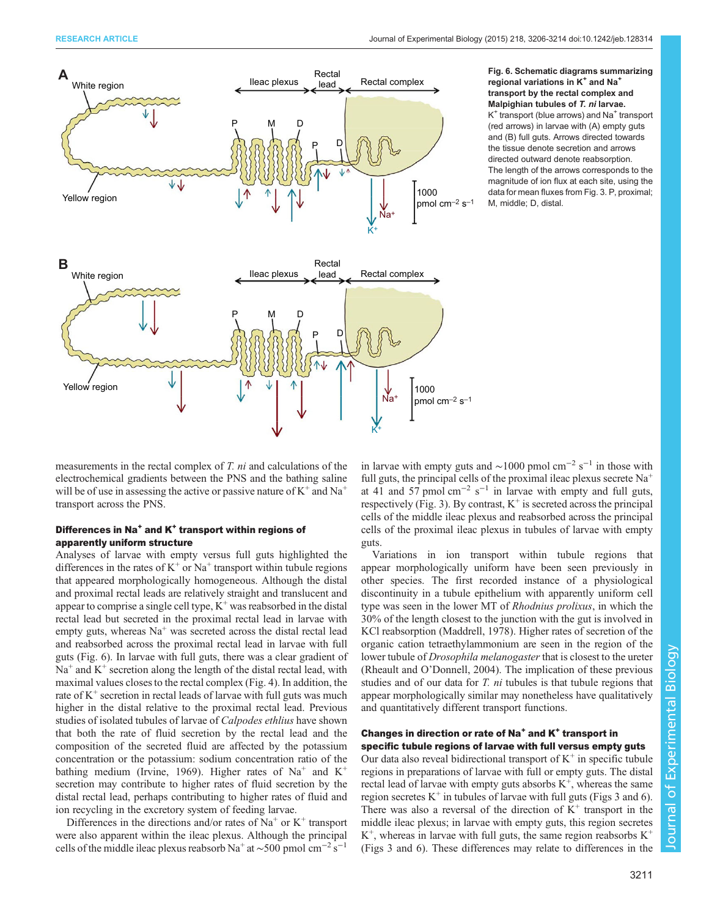**Fig. 6. Schematic diagrams summarizing regional variations in $K^+$ and $Na^+$ transport by the rectal complex and Malpighian tubules of *T. ni* larvae.** $K^+$ transport (blue arrows) and $Na^+$ transport (red arrows) in larvae with (A) empty guts and (B) full guts. Arrows directed towards the tissue denote secretion and arrows directed outward denote reabsorption. The length of the arrows corresponds to the magnitude of ion flux at each site, using the data for mean fluxes from Fig. 3. P, proximal; M, middle; D, distal.

measurements in the rectal complex of *T. ni* and calculations of the electrochemical gradients between the PNS and the bathing saline will be of use in assessing the active or passive nature of $K^+$ and $Na^+$ transport across the PNS.

### Differences in $Na^+$ and $K^+$ transport within regions of apparently uniform structure

Analyses of larvae with empty versus full guts highlighted the differences in the rates of $K^+$ or $Na^+$ transport within tubule regions that appeared morphologically homogeneous. Although the distal and proximal rectal leads are relatively straight and translucent and appear to comprise a single cell type, $K^+$ was reabsorbed in the distal rectal lead but secreted in the proximal rectal lead in larvae with empty guts, whereas $Na^+$ was secreted across the distal rectal lead and reabsorbed across the proximal rectal lead in larvae with full guts (Fig. 6). In larvae with full guts, there was a clear gradient of $Na^+$ and $K^+$ secretion along the length of the distal rectal lead, with maximal values closes to the rectal complex (Fig. 4). In addition, the rate of $K^+$ secretion in rectal leads of larvae with full guts was much higher in the distal relative to the proximal rectal lead. Previous studies of isolated tubules of larvae of *Calpodes ethlius* have shown that both the rate of fluid secretion by the rectal lead and the composition of the secreted fluid are affected by the potassium concentration or the potassium: sodium concentration ratio of the bathing medium (Irvine, 1969). Higher rates of $Na^+$ and $K^+$ secretion may contribute to higher rates of fluid secretion by the distal rectal lead, perhaps contributing to higher rates of fluid and ion recycling in the excretory system of feeding larvae.

Differences in the directions and/or rates of $Na^+$ or $K^+$ transport were also apparent within the ileac plexus. Although the principal cells of the middle ileac plexus reabsorb $Na^+$ at ~500 pmol $cm^{-2}$ $s^{-1}$ in larvae with empty guts and ~1000 pmol $cm^{-2}$ $s^{-1}$ in those with full guts, the principal cells of the proximal ileac plexus secrete $Na^+$ at 41 and 57 pmol $cm^{-2}$ $s^{-1}$ in larvae with empty and full guts, respectively (Fig. 3). By contrast, $K^+$ is secreted across the principal cells of the middle ileac plexus and reabsorbed across the principal cells of the proximal ileac plexus in tubules of larvae with empty guts.

Variations in ion transport within tubule regions that appear morphologically uniform have been seen previously in other species. The first recorded instance of a physiological discontinuity in a tubule epithelium with apparently uniform cell type was seen in the lower MT of *Rhodnius prolixus*, in which the 30% of the length closest to the junction with the gut is involved in KCl reabsorption (Maddrell, 1978). Higher rates of secretion of the organic cation tetraethylammonium are seen in the region of the lower tubule of *Drosophila melanogaster* that is closest to the ureter (Rheault and O'Donnell, 2004). The implication of these previous studies and of our data for *T. ni* tubules is that tubule regions that appear morphologically similar may nonetheless have qualitatively and quantitatively different transport functions.

### Changes in direction or rate of $Na^+$ and $K^+$ transport in specific tubule regions of larvae with full versus empty guts

Our data also reveal bidirectional transport of $K^+$ in specific tubule regions in preparations of larvae with full or empty guts. The distal rectal lead of larvae with empty guts absorbs $K^+$, whereas the same region secretes $K^+$ in tubules of larvae with full guts (Figs 3 and 6). There was also a reversal of the direction of $K^+$ transport in the middle ileac plexus; in larvae with empty guts, this region secretes $K^+$, whereas in larvae with full guts, the same region reabsorbs $K^+$ (Figs 3 and 6). These differences may relate to differences in the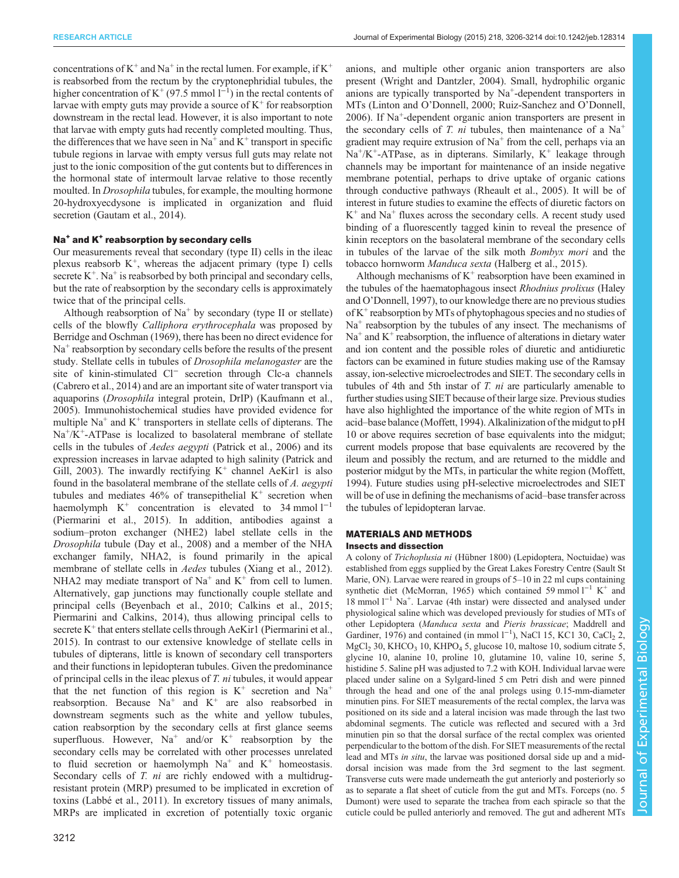concentrations of $K^+$ and $Na^+$ in the rectal lumen. For example, if $K^+$ is reabsorbed from the rectum by the cryptonephridial tubules, the higher concentration of $K^+$ (97.5 mmol $l^{-1}$) in the rectal contents of larvae with empty guts may provide a source of $K^+$ for reabsorption downstream in the rectal lead. However, it is also important to note that larvae with empty guts had recently completed moulting. Thus, the differences that we have seen in $Na^+$ and $K^+$ transport in specific tubule regions in larvae with empty versus full guts may relate not just to the ionic composition of the gut contents but to differences in the hormonal state of intermoult larvae relative to those recently moulted. In *Drosophila* tubules, for example, the moulting hormone 20-hydroxyecdysone is implicated in organization and fluid secretion (Gautam et al., 2014).

### $Na^+$ and $K^+$ reabsorption by secondary cells

Our measurements reveal that secondary (type II) cells in the ileac plexus reabsorb $K^+$, whereas the adjacent primary (type I) cells secrete $K^+$. $Na^+$ is reabsorbed by both principal and secondary cells, but the rate of reabsorption by the secondary cells is approximately twice that of the principal cells.

Although reabsorption of $Na^+$ by secondary (type II or stellate) cells of the blowfly *Calliphora erythrocephala* was proposed by Berridge and Oschman (1969), there has been no direct evidence for $Na^+$ reabsorption by secondary cells before the results of the present study. Stellate cells in tubules of *Drosophila melanogaster* are the site of kinin-stimulated $Cl^-$ secretion through Clc-a channels (Cabrero et al., 2014) and are an important site of water transport via aquaporins (*Drosophila* integral protein, DrIP) (Kaufmann et al., 2005). Immunohistochemical studies have provided evidence for multiple $Na^+$ and $K^+$ transporters in stellate cells of dipterans. The $Na^+$/$K^+$-ATPase is localized to basolateral membrane of stellate cells in the tubules of *Aedes aegypti* (Patrick et al., 2006) and its expression increases in larvae adapted to high salinity (Patrick and Gill, 2003). The inwardly rectifying $K^+$ channel AeKir1 is also found in the basolateral membrane of the stellate cells of *A. aegypti* tubules and mediates 46% of transepithelial $K^+$ secretion when haemolymph $K^+$ concentration is elevated to 34 mmol $l^{-1}$ (Piermarini et al., 2015). In addition, antibodies against a sodium–proton exchanger (NHE2) label stellate cells in the *Drosophila* tubule (Day et al., 2008) and a member of the NHA exchanger family, NHA2, is found primarily in the apical membrane of stellate cells in *Aedes* tubules (Xiang et al., 2012). NHA2 may mediate transport of $Na^+$ and $K^+$ from cell to lumen. Alternatively, gap junctions may functionally couple stellate and principal cells (Beyenbach et al., 2010; Calkins et al., 2015; Piermarini and Calkins, 2014), thus allowing principal cells to secrete $K^+$ that enters stellate cells through AeKir1 (Piermarini et al., 2015). In contrast to our extensive knowledge of stellate cells in tubules of dipterans, little is known of secondary cell transporters and their functions in lepidopteran tubules. Given the predominance of principal cells in the ileac plexus of *T. ni* tubules, it would appear that the net function of this region is $K^+$ secretion and $Na^+$ reabsorption. Because $Na^+$ and $K^+$ are also reabsorbed in downstream segments such as the white and yellow tubules, cation reabsorption by the secondary cells at first glance seems superfluous. However, $Na^+$ and/or $K^+$ reabsorption by the secondary cells may be correlated with other processes unrelated to fluid secretion or haemolymph $Na^+$ and $K^+$ homeostasis. Secondary cells of *T. ni* are richly endowed with a multidrug-resistant protein (MRP) presumed to be implicated in excretion of toxins (Labbé et al., 2011). In excretory tissues of many animals, MRPs are implicated in excretion of potentially toxic organic anions, and multiple other organic anion transporters are also present (Wright and Dantzler, 2004). Small, hydrophilic organic anions are typically transported by $Na^+$-dependent transporters in MTs (Linton and O'Donnell, 2000; Ruiz-Sanchez and O'Donnell, 2006). If $Na^+$-dependent organic anion transporters are present in the secondary cells of *T. ni* tubules, then maintenance of a $Na^+$ gradient may require extrusion of $Na^+$ from the cell, perhaps via an $Na^+$/$K^+$-ATPase, as in dipterans. Similarly, $K^+$ leakage through channels may be important for maintenance of an inside negative membrane potential, perhaps to drive uptake of organic cations through conductive pathways (Rheault et al., 2005). It will be of interest in future studies to examine the effects of diuretic factors on $K^+$ and $Na^+$ fluxes across the secondary cells. A recent study used binding of a fluorescently tagged kinin to reveal the presence of kinin receptors on the basolateral membrane of the secondary cells in tubules of the larvae of the silk moth *Bombyx mori* and the tobacco hornworm *Manduca sexta* (Halberg et al., 2015).

Although mechanisms of $K^+$ reabsorption have been examined in the tubules of the haematophagous insect *Rhodnius prolixus* (Haley and O'Donnell, 1997), to our knowledge there are no previous studies of $K^+$ reabsorption by MTs of phytophagous species and no studies of $Na^+$ reabsorption by the tubules of any insect. The mechanisms of $Na^+$ and $K^+$ reabsorption, the influence of alterations in dietary water and ion content and the possible roles of diuretic and antidiuretic factors can be examined in future studies making use of the Ramsay assay, ion-selective microelectrodes and SIET. The secondary cells in tubules of 4th and 5th instar of *T. ni* are particularly amenable to further studies using SIET because of their large size. Previous studies have also highlighted the importance of the white region of MTs in acid–base balance (Moffett, 1994). Alkalinization of the midgut to pH 10 or above requires secretion of base equivalents into the midgut; current models propose that base equivalents are recovered by the ileum and possibly the rectum, and are returned to the middle and posterior midgut by the MTs, in particular the white region (Moffett, 1994). Future studies using pH-selective microelectrodes and SIET will be of use in defining the mechanisms of acid–base transfer across the tubules of lepidopteran larvae.

## MATERIALS AND METHODS

### Insects and dissection

A colony of *Trichoplusia ni* (Hübner 1800) (Lepidoptera, Noctuidae) was established from eggs supplied by the Great Lakes Forestry Centre (Sault St Marie, ON). Larvae were reared in groups of 5–10 in 22 ml cups containing synthetic diet (McMorran, 1965) which contained 59 mmol $l^{-1}$ $K^+$ and 18 mmol $l^{-1}$ $Na^+$. Larvae (4th instar) were dissected and analysed under physiological saline which was developed previously for studies of MTs of other Lepidoptera (*Manduca sexta* and *Pieris brassicae*; Maddrell and Gardiner, 1976) and contained (in mmol $l^{-1}$), NaCl 15, KC1 30, $CaCl_2$ 2, $MgCl_2$ 30, $KHCO_3$ 10, $KHPO_4$ 5, glucose 10, maltose 10, sodium citrate 5, glycine 10, alanine 10, proline 10, glutamine 10, valine 10, serine 5, histidine 5. Saline pH was adjusted to 7.2 with KOH. Individual larvae were placed under saline on a Sylgard-lined 5 cm Petri dish and were pinned through the head and one of the anal prolegs using 0.15-mm-diameter minutien pins. For SIET measurements of the rectal complex, the larva was positioned on its side and a lateral incision was made through the last two abdominal segments. The cuticle was reflected and secured with a 3rd minutien pin so that the dorsal surface of the rectal complex was oriented perpendicular to the bottom of the dish. For SIET measurements of the rectal lead and MTs *in situ*, the larvae was positioned dorsal side up and a mid-dorsal incision was made from the 3rd segment to the last segment. Transverse cuts were made underneath the gut anteriorly and posteriorly so as to separate a flat sheet of cuticle from the gut and MTs. Forceps (no. 5 Dumont) were used to separate the trachea from each spiracle so that the cuticle could be pulled anteriorly and removed. The gut and adherent MTs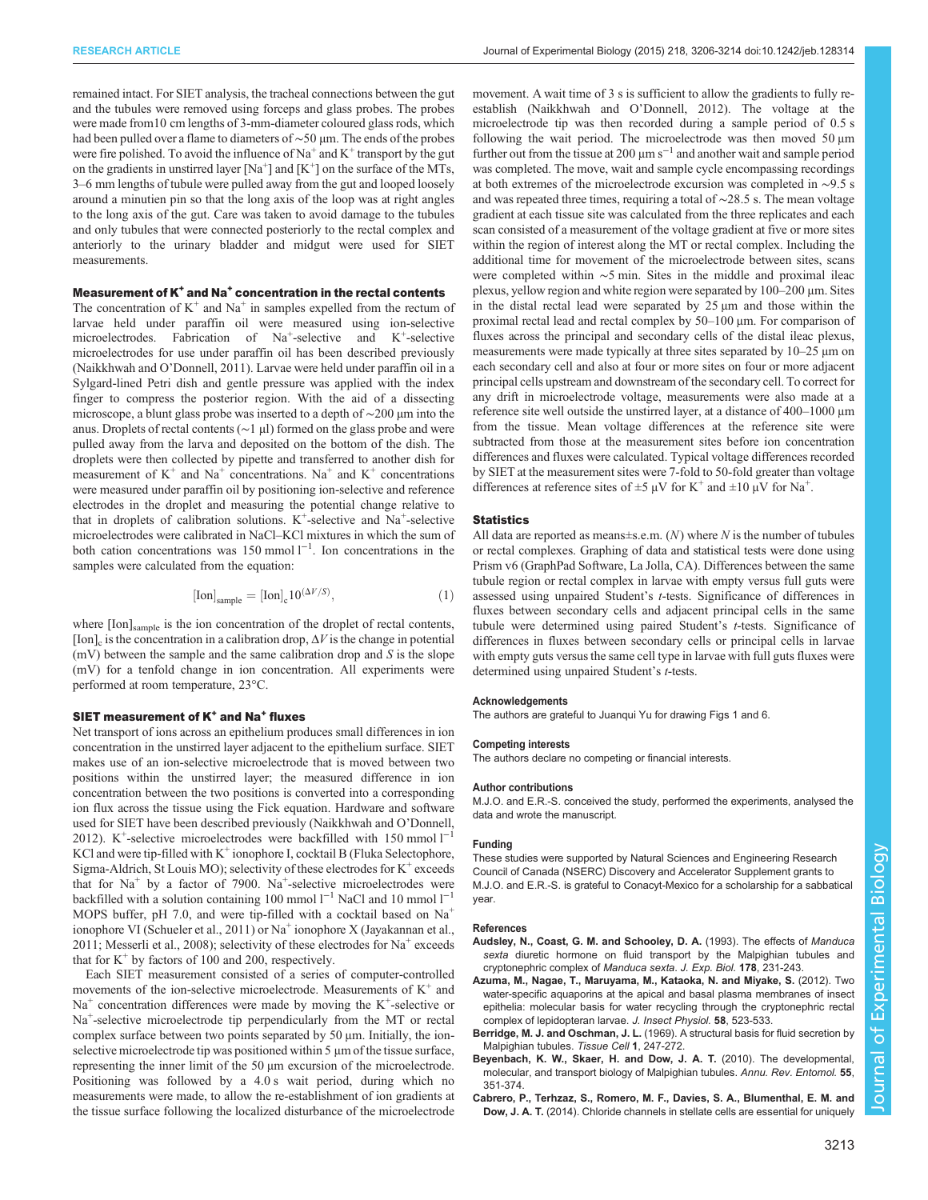remained intact. For SIET analysis, the tracheal connections between the gut and the tubules were removed using forceps and glass probes. The probes were made from10 cm lengths of 3-mm-diameter coloured glass rods, which had been pulled over a flame to diameters of ∼50 µm. The ends of the probes were fire polished. To avoid the influence of $Na^+$ and $K^+$ transport by the gut on the gradients in unstirred layer [$Na^+$] and [$K^+$] on the surface of the MTs, 3–6 mm lengths of tubule were pulled away from the gut and looped loosely around a minutien pin so that the long axis of the loop was at right angles to the long axis of the gut. Care was taken to avoid damage to the tubules and only tubules that were connected posteriorly to the rectal complex and anteriorly to the urinary bladder and midgut were used for SIET measurements.

### Measurement of $K^+$ and $Na^+$ concentration in the rectal contents

The concentration of $K^+$ and $Na^+$ in samples expelled from the rectum of larvae held under paraffin oil were measured using ion-selective microelectrodes. Fabrication of $Na^+$-selective and $K^+$-selective microelectrodes for use under paraffin oil has been described previously (Naikkhwah and O'Donnell, 2011). Larvae were held under paraffin oil in a Sylgard-lined Petri dish and gentle pressure was applied with the index finger to compress the posterior region. With the aid of a dissecting microscope, a blunt glass probe was inserted to a depth of ∼200 µm into the anus. Droplets of rectal contents (∼1 µl) formed on the glass probe and were pulled away from the larva and deposited on the bottom of the dish. The droplets were then collected by pipette and transferred to another dish for measurement of $K^+$ and $Na^+$ concentrations. $Na^+$ and $K^+$ concentrations were measured under paraffin oil by positioning ion-selective and reference electrodes in the droplet and measuring the potential change relative to that in droplets of calibration solutions. $K^+$-selective and $Na^+$-selective microelectrodes were calibrated in NaCl–KCl mixtures in which the sum of both cation concentrations was 150 mmol $l^{-1}$. Ion concentrations in the samples were calculated from the equation:

$$[\text{Ion}]_{\text{sample}} = [\text{Ion}]_{\text{c}} 10^{(\Delta V/S)}, \tag{1}$$

where $[\text{Ion}]_{\text{sample}}$ is the ion concentration of the droplet of rectal contents, $[\text{Ion}]_{\text{c}}$ is the concentration in a calibration drop, $\Delta V$ is the change in potential (mV) between the sample and the same calibration drop and $S$ is the slope (mV) for a tenfold change in ion concentration. All experiments were performed at room temperature, 23°C.

### SIET measurement of $K^+$ and $Na^+$ fluxes

Net transport of ions across an epithelium produces small differences in ion concentration in the unstirred layer adjacent to the epithelium surface. SIET makes use of an ion-selective microelectrode that is moved between two positions within the unstirred layer; the measured difference in ion concentration between the two positions is converted into a corresponding ion flux across the tissue using the Fick equation. Hardware and software used for SIET have been described previously (Naikkhwah and O'Donnell, 2012). $K^+$-selective microelectrodes were backfilled with 150 mmol $l^{-1}$ KCl and were tip-filled with $K^+$ ionophore I, cocktail B (Fluka Selectophore, Sigma-Aldrich, St Louis MO); selectivity of these electrodes for $K^+$ exceeds that for $Na^+$ by a factor of 7900. $Na^+$-selective microelectrodes were backfilled with a solution containing 100 mmol $l^{-1}$ NaCl and 10 mmol $l^{-1}$ MOPS buffer, pH 7.0, and were tip-filled with a cocktail based on $Na^+$ ionophore VI (Schueler et al., 2011) or $Na^+$ ionophore X (Jayakannan et al., 2011; Messerli et al., 2008); selectivity of these electrodes for $Na^+$ exceeds that for $K^+$ by factors of 100 and 200, respectively.

Each SIET measurement consisted of a series of computer-controlled movements of the ion-selective microelectrode. Measurements of $K^+$ and $Na^+$ concentration differences were made by moving the $K^+$-selective or $Na^+$-selective microelectrode tip perpendicularly from the MT or rectal complex surface between two points separated by 50 µm. Initially, the ion-selective microelectrode tip was positioned within 5 µm of the tissue surface, representing the inner limit of the 50 µm excursion of the microelectrode. Positioning was followed by a 4.0 s wait period, during which no measurements were made, to allow the re-establishment of ion gradients at the tissue surface following the localized disturbance of the microelectrode movement. A wait time of 3 s is sufficient to allow the gradients to fully re-establish (Naikkhwah and O'Donnell, 2012). The voltage at the microelectrode tip was then recorded during a sample period of 0.5 s following the wait period. The microelectrode was then moved 50 µm further out from the tissue at 200 µm $s^{-1}$ and another wait and sample period was completed. The move, wait and sample cycle encompassing recordings at both extremes of the microelectrode excursion was completed in ∼9.5 s and was repeated three times, requiring a total of ∼28.5 s. The mean voltage gradient at each tissue site was calculated from the three replicates and each scan consisted of a measurement of the voltage gradient at five or more sites within the region of interest along the MT or rectal complex. Including the additional time for movement of the microelectrode between sites, scans were completed within ∼5 min. Sites in the middle and proximal ileac plexus, yellow region and white region were separated by 100–200 µm. Sites in the distal rectal lead were separated by 25 µm and those within the proximal rectal lead and rectal complex by 50–100 µm. For comparison of fluxes across the principal and secondary cells of the distal ileac plexus, measurements were made typically at three sites separated by 10–25 µm on each secondary cell and also at four or more sites on four or more adjacent principal cells upstream and downstream of the secondary cell. To correct for any drift in microelectrode voltage, measurements were also made at a reference site well outside the unstirred layer, at a distance of 400–1000 µm from the tissue. Mean voltage differences at the reference site were subtracted from those at the measurement sites before ion concentration differences and fluxes were calculated. Typical voltage differences recorded by SIET at the measurement sites were 7-fold to 50-fold greater than voltage differences at reference sites of ±5 µV for $K^+$ and ±10 µV for $Na^+$.

### Statistics

All data are reported as means±s.e.m. ($N$) where $N$ is the number of tubules or rectal complexes. Graphing of data and statistical tests were done using Prism v6 (GraphPad Software, La Jolla, CA). Differences between the same tubule region or rectal complex in larvae with empty versus full guts were assessed using unpaired Student's $t$-tests. Significance of differences in fluxes between secondary cells and adjacent principal cells in the same tubule were determined using paired Student's $t$-tests. Significance of differences in fluxes between secondary cells or principal cells in larvae with empty guts versus the same cell type in larvae with full guts fluxes were determined using unpaired Student's $t$-tests.

#### Acknowledgements

The authors are grateful to Juanqui Yu for drawing Figs 1 and 6.

#### Competing interests

The authors declare no competing or financial interests.

#### Author contributions

M.J.O. and E.R.-S. conceived the study, performed the experiments, analysed the data and wrote the manuscript.

#### Funding

These studies were supported by Natural Sciences and Engineering Research Council of Canada (NSERC) Discovery and Accelerator Supplement grants to M.J.O. and E.R.-S. is grateful to Conacyt-Mexico for a scholarship for a sabbatical year.

#### References

**Audsley, N., Coast, G. M. and Schooley, D. A.** (1993). The effects of *Manduca sexta* diuretic hormone on fluid transport by the Malpighian tubules and cryptonephric complex of *Manduca sexta*. *J. Exp. Biol.* **178**, 231-243.

**Azuma, M., Nagae, T., Maruyama, M., Kataoka, N. and Miyake, S.** (2012). Two water-specific aquaporins at the apical and basal plasma membranes of insect epithelia: molecular basis for water recycling through the cryptonephric rectal complex of lepidopteran larvae. *J. Insect Physiol.* **58**, 523-533.

**Berridge, M. J. and Oschman, J. L.** (1969). A structural basis for fluid secretion by Malpighian tubules. *Tissue Cell* **1**, 247-272.

**Beyenbach, K. W., Skaer, H. and Dow, J. A. T.** (2010). The developmental, molecular, and transport biology of Malpighian tubules. *Annu. Rev. Entomol.* **55**, 351-374.

**Cabrero, P., Terhzaz, S., Romero, M. F., Davies, S. A., Blumenthal, E. M. and Dow, J. A. T.** (2014). Chloride channels in stellate cells are essential for uniquely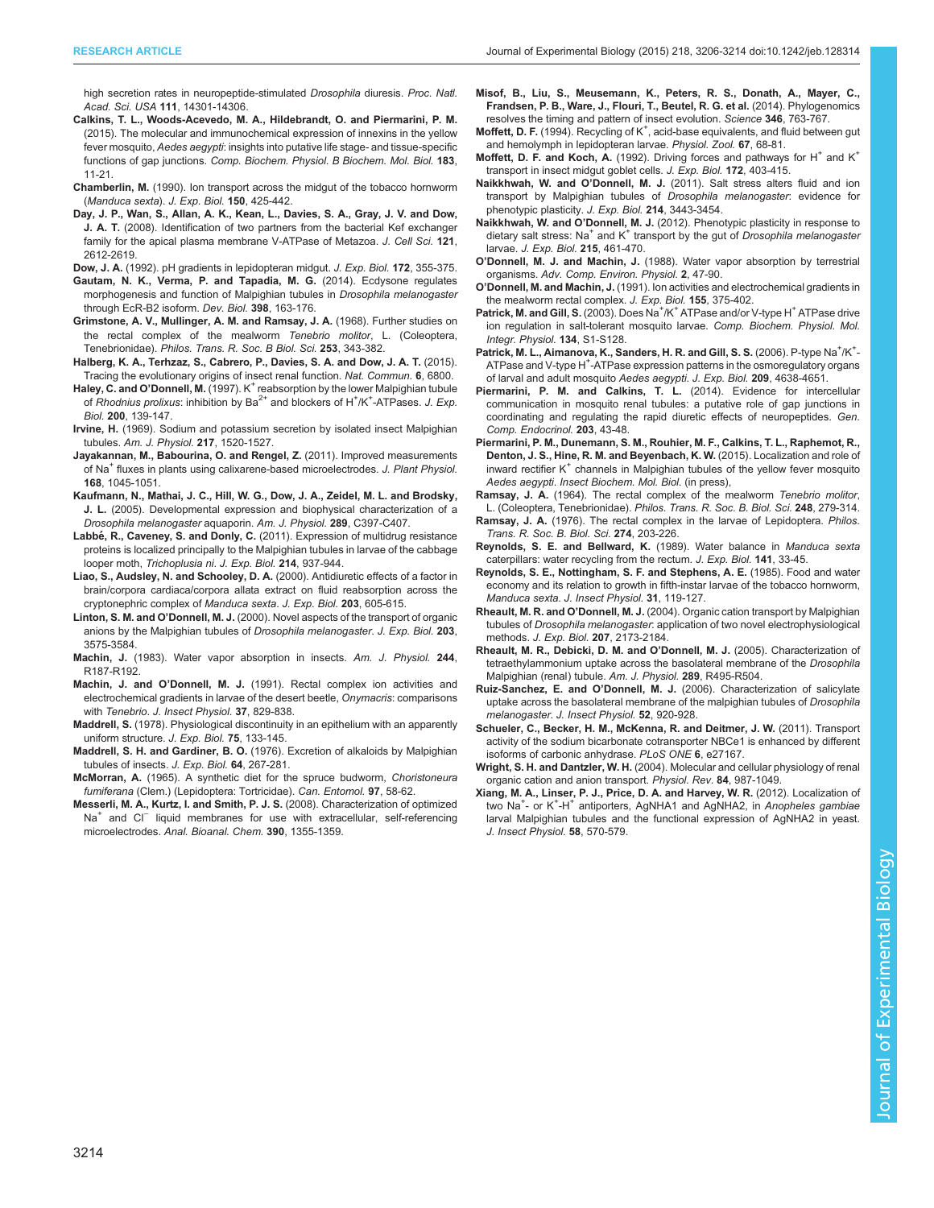high secretion rates in neuropeptide-stimulated *Drosophila* diuresis. *Proc. Natl. Acad. Sci. USA* **111**, 14301-14306.

**Calkins, T. L., Woods-Acevedo, M. A., Hildebrandt, O. and Piermarini, P. M.** (2015). The molecular and immunochemical expression of innexins in the yellow fever mosquito, *Aedes aegypti*: insights into putative life stage- and tissue-specific functions of gap junctions. *Comp. Biochem. Physiol. B Biochem. Mol. Biol.* **183**, 11-21.

**Chamberlin, M.** (1990). Ion transport across the midgut of the tobacco hornworm (*Manduca sexta*). *J. Exp. Biol.* **150**, 425-442.

**Day, J. P., Wan, S., Allan, A. K., Kean, L., Davies, S. A., Gray, J. V. and Dow, J. A. T.** (2008). Identification of two partners from the bacterial Kef exchanger family for the apical plasma membrane V-ATPase of Metazoa. *J. Cell Sci.* **121**, 2612-2619.

**Dow, J. A.** (1992). pH gradients in lepidopteran midgut. *J. Exp. Biol.* **172**, 355-375.

**Gautam, N. K., Verma, P. and Tapadia, M. G.** (2014). Ecdysone regulates morphogenesis and function of Malpighian tubules in *Drosophila melanogaster* through EcR-B2 isoform. *Dev. Biol.* **398**, 163-176.

**Grimstone, A. V., Mullinger, A. M. and Ramsay, J. A.** (1968). Further studies on the rectal complex of the mealworm *Tenebrio molitor*, L. (Coleoptera, Tenebrionidae). *Philos. Trans. R. Soc. B Biol. Sci.* **253**, 343-382.

**Halberg, K. A., Terhzaz, S., Cabrero, P., Davies, S. A. and Dow, J. A. T.** (2015). Tracing the evolutionary origins of insect renal function. *Nat. Commun.* **6**, 6800.

**Haley, C. and O'Donnell, M.** (1997). $K^+$ reabsorption by the lower Malpighian tubule of *Rhodnius prolixus*: inhibition by $Ba^{2+}$ and blockers of $H^+/K^+$-ATPases. *J. Exp. Biol.* **200**, 139-147.

**Irvine, H.** (1969). Sodium and potassium secretion by isolated insect Malpighian tubules. *Am. J. Physiol.* **217**, 1520-1527.

**Jayakannan, M., Babourina, O. and Rengel, Z.** (2011). Improved measurements of $Na^+$ fluxes in plants using calixarene-based microelectrodes. *J. Plant Physiol.* **168**, 1045-1051.

**Kaufmann, N., Mathai, J. C., Hill, W. G., Dow, J. A., Zeidel, M. L. and Brodsky, J. L.** (2005). Developmental expression and biophysical characterization of a *Drosophila melanogaster* aquaporin. *Am. J. Physiol.* **289**, C397-C407.

**Labbé, R., Caveney, S. and Donly, C.** (2011). Expression of multidrug resistance proteins is localized principally to the Malpighian tubules in larvae of the cabbage looper moth, *Trichoplusia ni*. *J. Exp. Biol.* **214**, 937-944.

**Liao, S., Audsley, N. and Schooley, D. A.** (2000). Antidiuretic effects of a factor in brain/corpora cardiaca/corpora allata extract on fluid reabsorption across the cryptonephric complex of *Manduca sexta*. *J. Exp. Biol.* **203**, 605-615.

**Linton, S. M. and O'Donnell, M. J.** (2000). Novel aspects of the transport of organic anions by the Malpighian tubules of *Drosophila melanogaster*. *J. Exp. Biol.* **203**, 3575-3584.

**Machin, J.** (1983). Water vapor absorption in insects. *Am. J. Physiol.* **244**, R187-R192.

**Machin, J. and O'Donnell, M. J.** (1991). Rectal complex ion activities and electrochemical gradients in larvae of the desert beetle, *Onymacris*: comparisons with *Tenebrio*. *J. Insect Physiol.* **37**, 829-838.

**Maddrell, S.** (1978). Physiological discontinuity in an epithelium with an apparently uniform structure. *J. Exp. Biol.* **75**, 133-145.

**Maddrell, S. H. and Gardiner, B. O.** (1976). Excretion of alkaloids by Malpighian tubules of insects. *J. Exp. Biol.* **64**, 267-281.

**McMorran, A.** (1965). A synthetic diet for the spruce budworm, *Choristoneura fumiferana* (Clem.) (Lepidoptera: Tortricidae). *Can. Entomol.* **97**, 58-62.

**Messerli, M. A., Kurtz, I. and Smith, P. J. S.** (2008). Characterization of optimized $Na^+$ and $Cl^-$ liquid membranes for use with extracellular, self-referencing microelectrodes. *Anal. Bioanal. Chem.* **390**, 1355-1359.

**Misof, B., Liu, S., Meusemann, K., Peters, R. S., Donath, A., Mayer, C., Frandsen, P. B., Ware, J., Flouri, T., Beutel, R. G. et al.** (2014). Phylogenomics resolves the timing and pattern of insect evolution. *Science* **346**, 763-767.

**Moffett, D. F.** (1994). Recycling of $K^+$, acid-base equivalents, and fluid between gut and hemolymph in lepidopteran larvae. *Physiol. Zool.* **67**, 68-81.

**Moffett, D. F. and Koch, A.** (1992). Driving forces and pathways for $H^+$ and $K^+$ transport in insect midgut goblet cells. *J. Exp. Biol.* **172**, 403-415.

**Naikkhwah, W. and O'Donnell, M. J.** (2011). Salt stress alters fluid and ion transport by Malpighian tubules of *Drosophila melanogaster*: evidence for phenotypic plasticity. *J. Exp. Biol.* **214**, 3443-3454.

**Naikkhwah, W. and O'Donnell, M. J.** (2012). Phenotypic plasticity in response to dietary salt stress: $Na^+$ and $K^+$ transport by the gut of *Drosophila melanogaster* larvae. *J. Exp. Biol.* **215**, 461-470.

**O'Donnell, M. J. and Machin, J.** (1988). Water vapor absorption by terrestrial organisms. *Adv. Comp. Environ. Physiol.* **2**, 47-90.

**O'Donnell, M. and Machin, J.** (1991). Ion activities and electrochemical gradients in the mealworm rectal complex. *J. Exp. Biol.* **155**, 375-402.

**Patrick, M. and Gill, S.** (2003). Does $Na^+/K^+$ ATPase and/or V-type $H^+$ ATPase drive ion regulation in salt-tolerant mosquito larvae. *Comp. Biochem. Physiol. Mol. Integr. Physiol.* **134**, S1-S128.

**Patrick, M. L., Aimanova, K., Sanders, H. R. and Gill, S. S.** (2006). P-type $Na^+/K^+$-ATPase and V-type $H^+$-ATPase expression patterns in the osmoregulatory organs of larval and adult mosquito *Aedes aegypti*. *J. Exp. Biol.* **209**, 4638-4651.

**Piermarini, P. M. and Calkins, T. L.** (2014). Evidence for intercellular communication in mosquito renal tubules: a putative role of gap junctions in coordinating and regulating the rapid diuretic effects of neuropeptides. *Gen. Comp. Endocrinol.* **203**, 43-48.

**Piermarini, P. M., Dunemann, S. M., Rouhier, M. F., Calkins, T. L., Raphemot, R., Denton, J. S., Hine, R. M. and Beyenbach, K. W.** (2015). Localization and role of inward rectifier $K^+$ channels in Malpighian tubules of the yellow fever mosquito *Aedes aegypti*. *Insect Biochem. Mol. Biol.* (in press),

**Ramsay, J. A.** (1964). The rectal complex of the mealworm *Tenebrio molitor*, L. (Coleoptera, Tenebrionidae). *Philos. Trans. R. Soc. B. Biol. Sci.* **248**, 279-314.

**Ramsay, J. A.** (1976). The rectal complex in the larvae of Lepidoptera. *Philos. Trans. R. Soc. B. Biol. Sci.* **274**, 203-226.

**Reynolds, S. E. and Bellward, K.** (1989). Water balance in *Manduca sexta* caterpillars: water recycling from the rectum. *J. Exp. Biol.* **141**, 33-45.

**Reynolds, S. E., Nottingham, S. F. and Stephens, A. E.** (1985). Food and water economy and its relation to growth in fifth-instar larvae of the tobacco hornworm, *Manduca sexta*. *J. Insect Physiol.* **31**, 119-127.

**Rheault, M. R. and O'Donnell, M. J.** (2004). Organic cation transport by Malpighian tubules of *Drosophila melanogaster*: application of two novel electrophysiological methods. *J. Exp. Biol.* **207**, 2173-2184.

**Rheault, M. R., Debicki, D. M. and O'Donnell, M. J.** (2005). Characterization of tetraethylammonium uptake across the basolateral membrane of the *Drosophila* Malpighian (renal) tubule. *Am. J. Physiol.* **289**, R495-R504.

**Ruiz-Sanchez, E. and O'Donnell, M. J.** (2006). Characterization of salicylate uptake across the basolateral membrane of the malpighian tubules of *Drosophila melanogaster*. *J. Insect Physiol.* **52**, 920-928.

**Schueler, C., Becker, H. M., McKenna, R. and Deitmer, J. W.** (2011). Transport activity of the sodium bicarbonate cotransporter NBCe1 is enhanced by different isoforms of carbonic anhydrase. *PLoS ONE* **6**, e27167.

**Wright, S. H. and Dantzler, W. H.** (2004). Molecular and cellular physiology of renal organic cation and anion transport. *Physiol. Rev.* **84**, 987-1049.

**Xiang, M. A., Linser, P. J., Price, D. A. and Harvey, W. R.** (2012). Localization of two $Na^+$- or $K^+$-$H^+$ antiporters, AgNHA1 and AgNHA2, in *Anopheles gambiae* larval Malpighian tubules and the functional expression of AgNHA2 in yeast. *J. Insect Physiol.* **58**, 570-579.